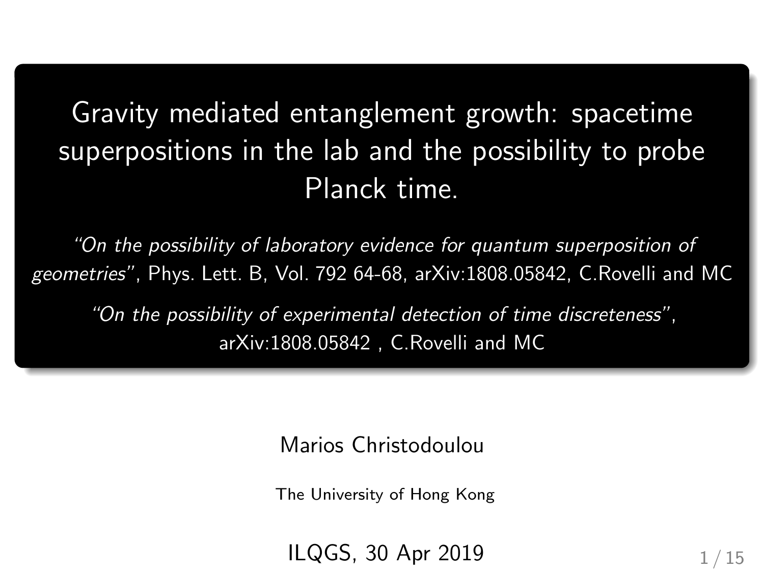# Gravity mediated entanglement growth: spacetime superpositions in the lab and the possibility to probe Planck time.

*"On the possibility of laboratory evidence for quantum superposition of geometries"*, Phys. Lett. B, Vol. 792 64-68, arXiv:1808.05842, C.Rovelli and MC

*"On the possibility of experimental detection of time discreteness"*, arXiv:1808.05842 , C.Rovelli and MC

Marios Christodoulou

The University of Hong Kong

ILQGS, 30 Apr 2019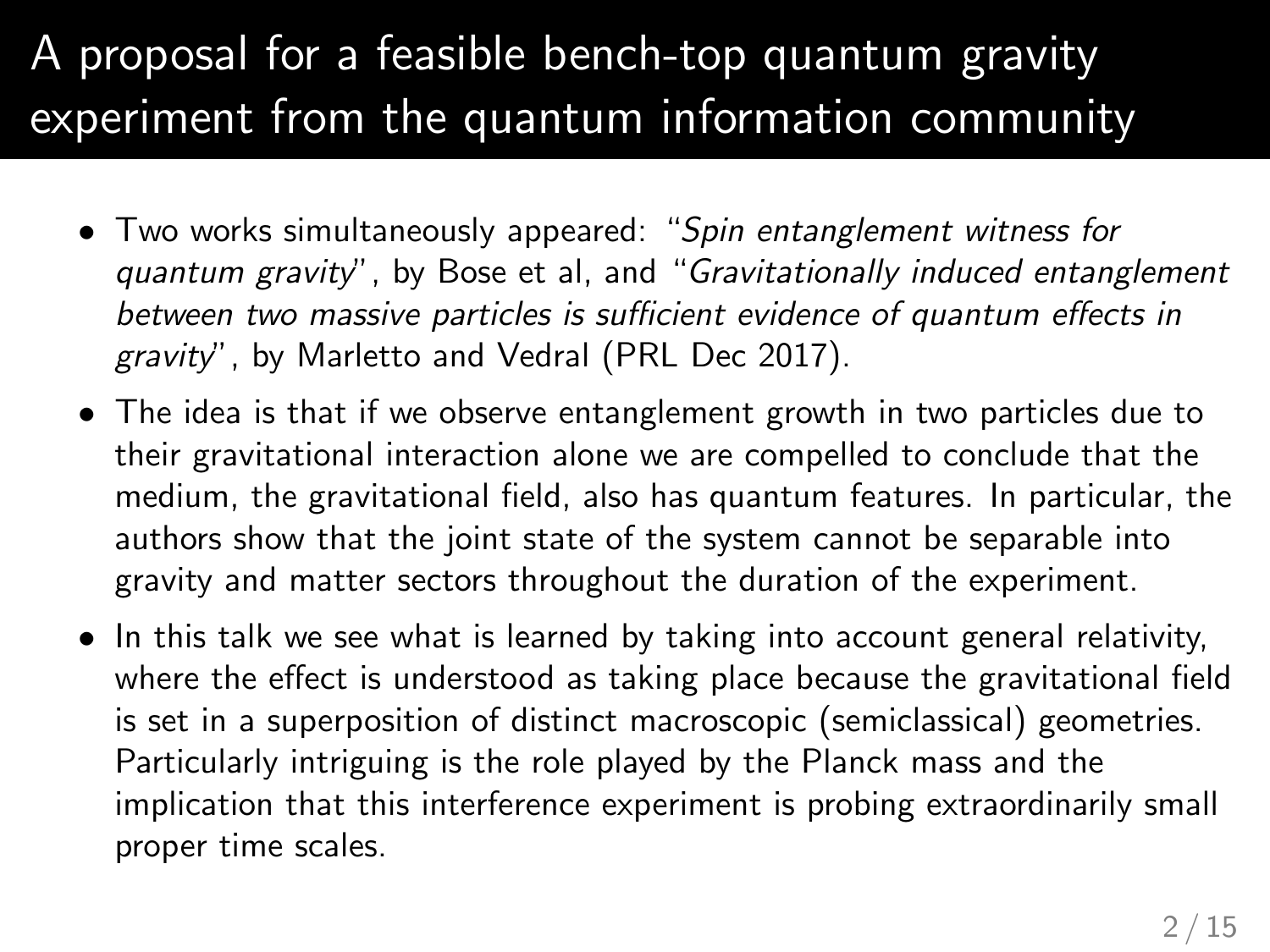# A proposal for a feasible bench-top quantum gravity experiment from the quantum information community

- Two works simultaneously appeared: "*Spin entanglement witness for quantum gravity*", by Bose et al, and "*Gravitationally induced entanglement between two massive particles is sufficient evidence of quantum effects in gravity*", by Marletto and Vedral (PRL Dec 2017).
- The idea is that if we observe entanglement growth in two particles due to their gravitational interaction alone we are compelled to conclude that the medium, the gravitational field, also has quantum features. In particular, the authors show that the joint state of the system cannot be separable into gravity and matter sectors throughout the duration of the experiment.
- In this talk we see what is learned by taking into account general relativity, where the effect is understood as taking place because the gravitational field is set in a superposition of distinct macroscopic (semiclassical) geometries. Particularly intriguing is the role played by the Planck mass and the implication that this interference experiment is probing extraordinarily small proper time scales.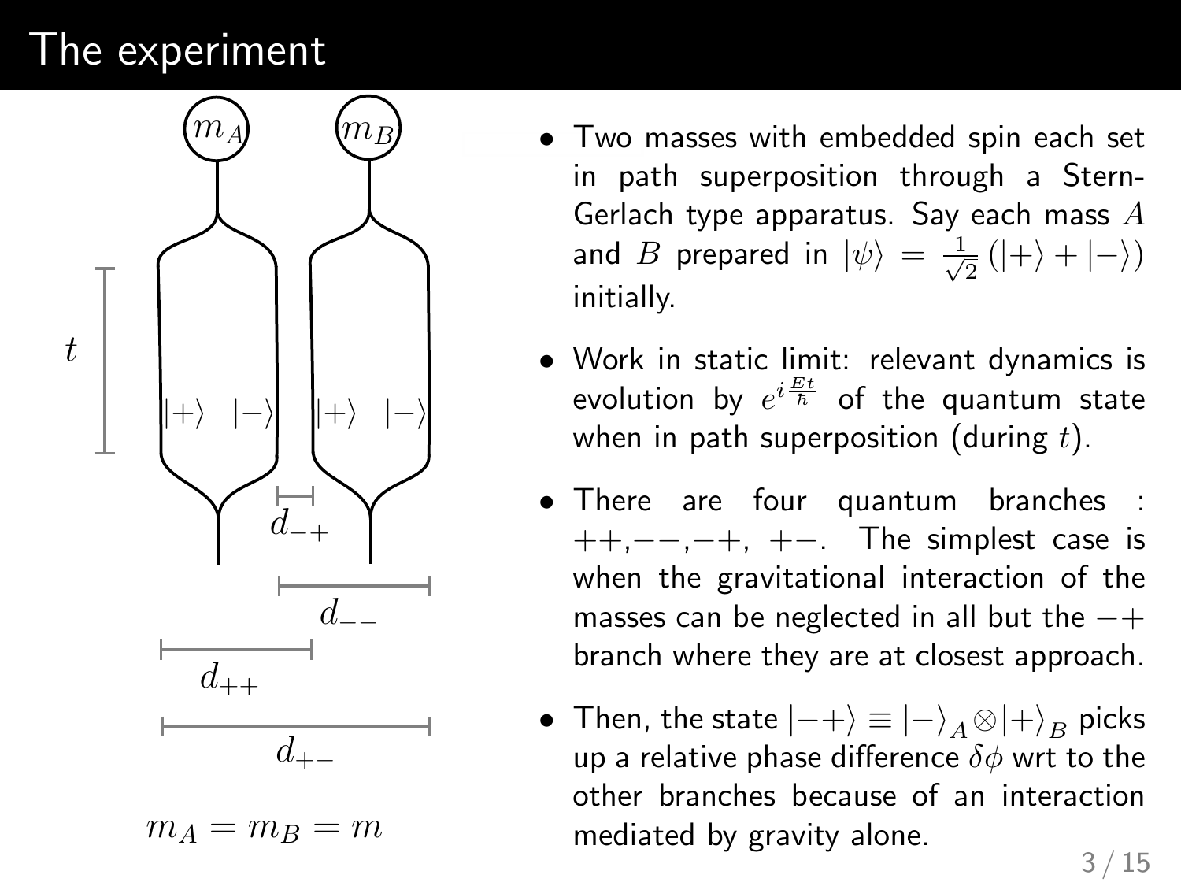# The experiment

$m_A$ $m_B$

$t$

$|+\rangle$ $|-\rangle$ $|+\rangle$ $|-\rangle$

$d_{-+}$

$d_{--}$

$d_{++}$

$d_{+-}$

$m_A = m_B = m$

- Two masses with embedded spin each set in path superposition through a Stern-Gerlach type apparatus. Say each mass $A$ and $B$ prepared in $|\psi\rangle = \frac{1}{\sqrt{2}}\left(|+\rangle + |-\rangle\right)$ initially.
- Work in static limit: relevant dynamics is evolution by $e^{i\frac{Et}{\hbar}}$ of the quantum state when in path superposition (during $t$).
- There are four quantum branches : $++$, $--$, $-+$, $+-$. The simplest case is when the gravitational interaction of the masses can be neglected in all but the $-+$ branch where they are at closest approach.
- Then, the state $|-+\rangle \equiv |-\rangle_A \otimes |+\rangle_B$ picks up a relative phase difference $\delta\phi$ wrt to the other branches because of an interaction mediated by gravity alone.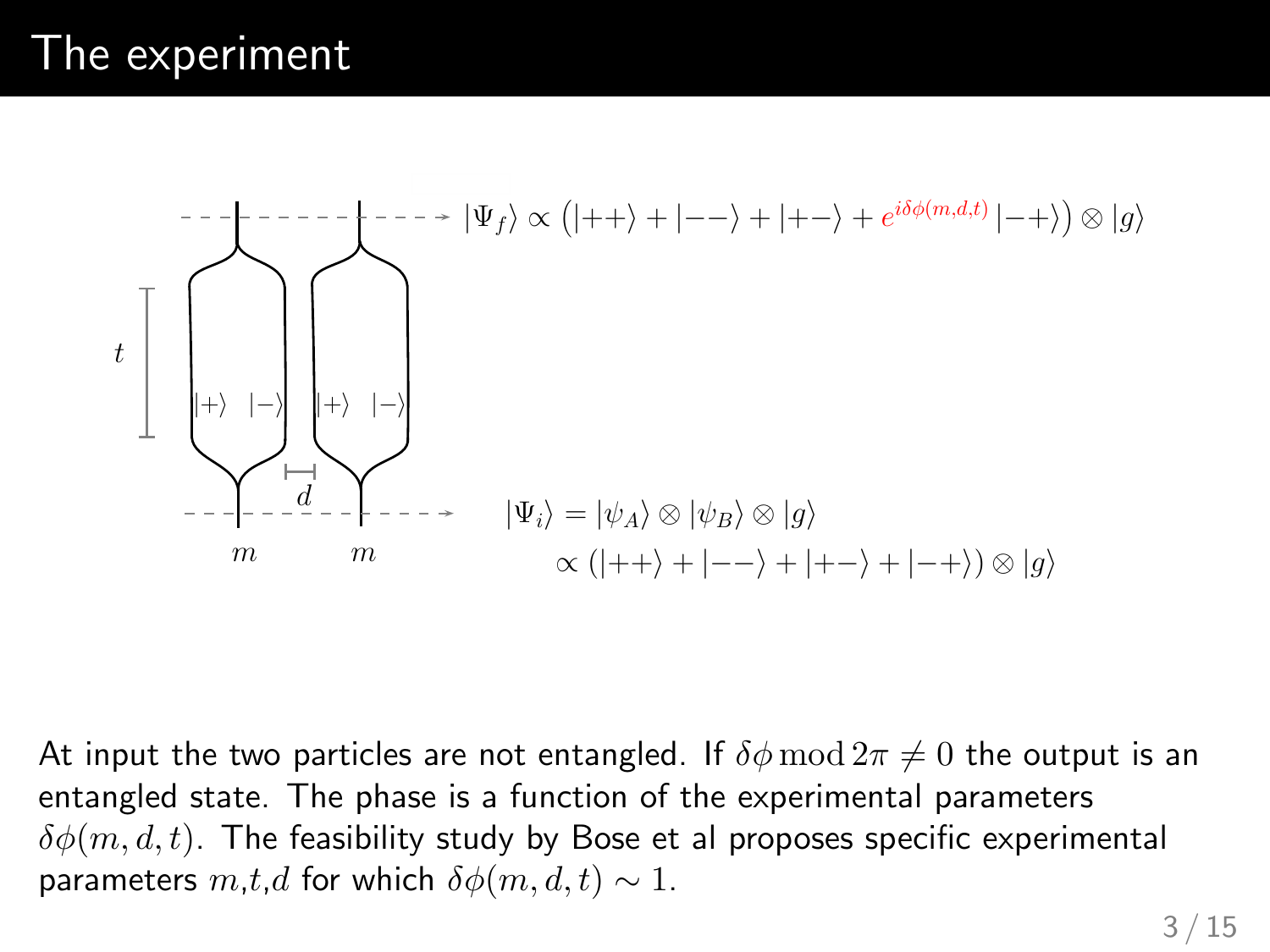# The experiment

$$|\Psi_f\rangle \propto \left(|{+}{+}\rangle + |{-}{-}\rangle + |{+}{-}\rangle + e^{i\delta\phi(m,d,t)}\,|{-}{+}\rangle\right) \otimes |g\rangle$$

$$|\Psi_i\rangle = |\psi_A\rangle \otimes |\psi_B\rangle \otimes |g\rangle$$
$$\propto \left(|{+}{+}\rangle + |{-}{-}\rangle + |{+}{-}\rangle + |{-}{+}\rangle\right) \otimes |g\rangle$$

At input the two particles are not entangled. If $\delta\phi \bmod 2\pi \neq 0$ the output is an entangled state. The phase is a function of the experimental parameters $\delta\phi(m, d, t)$. The feasibility study by Bose et al proposes specific experimental parameters $m$,$t$,$d$ for which $\delta\phi(m, d, t) \sim 1$.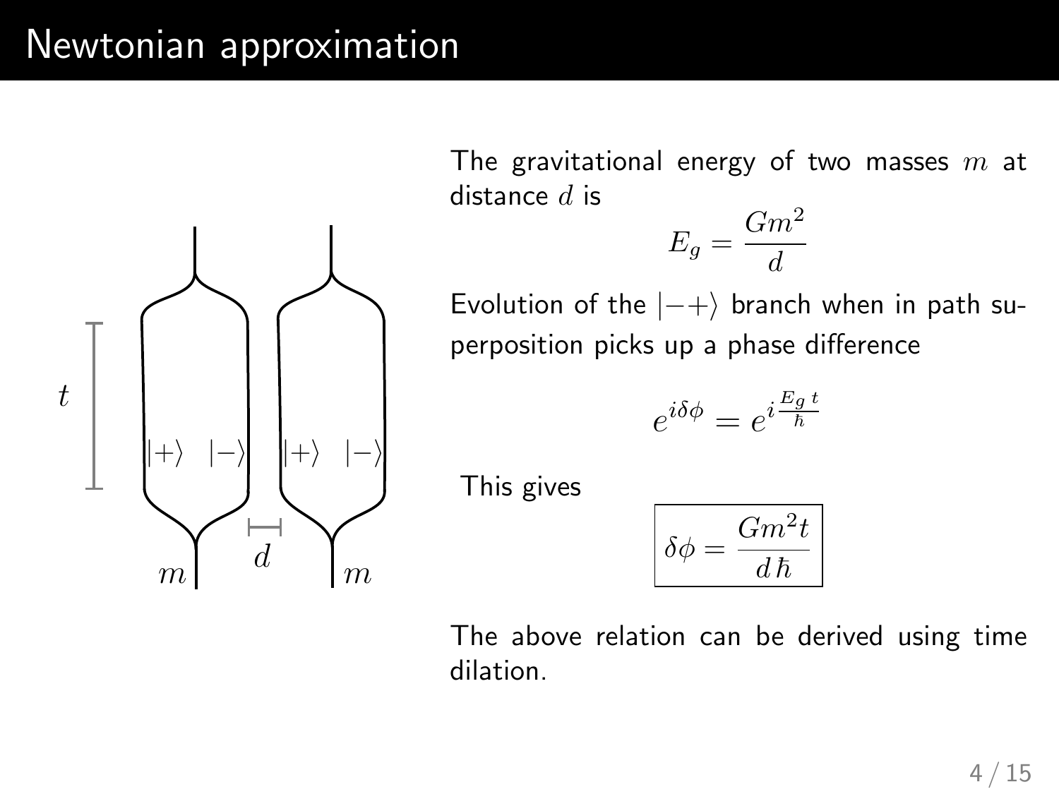# Newtonian approximation

The gravitational energy of two masses $m$ at distance $d$ is

$$E_g = \frac{Gm^2}{d}$$

Evolution of the $|-+\rangle$ branch when in path superposition picks up a phase difference

$$e^{i\delta\phi} = e^{i\frac{E_g\, t}{\hbar}}$$

This gives

$$\boxed{\delta\phi = \frac{Gm^2 t}{d\,\hbar}}$$

The above relation can be derived using time dilation.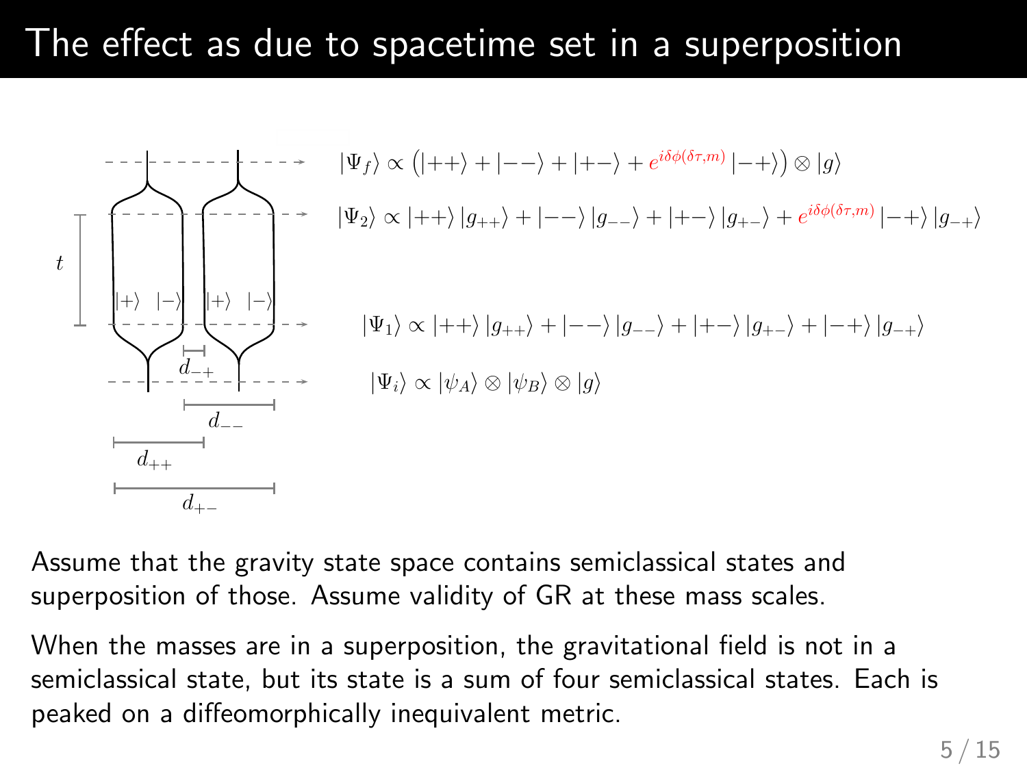# The effect as due to spacetime set in a superposition

$$|\Psi_f\rangle \propto \left(|{+}{+}\rangle + |{-}{-}\rangle + |{+}{-}\rangle + e^{i\delta\phi(\delta\tau,m)}\,|{-}{+}\rangle\right) \otimes |g\rangle$$

$$|\Psi_2\rangle \propto |{+}{+}\rangle\,|g_{++}\rangle + |{-}{-}\rangle\,|g_{--}\rangle + |{+}{-}\rangle\,|g_{+-}\rangle + e^{i\delta\phi(\delta\tau,m)}\,|{-}{+}\rangle\,|g_{-+}\rangle$$

$$|\Psi_1\rangle \propto |{+}{+}\rangle\,|g_{++}\rangle + |{-}{-}\rangle\,|g_{--}\rangle + |{+}{-}\rangle\,|g_{+-}\rangle + |{-}{+}\rangle\,|g_{-+}\rangle$$

$$|\Psi_i\rangle \propto |\psi_A\rangle \otimes |\psi_B\rangle \otimes |g\rangle$$

Assume that the gravity state space contains semiclassical states and superposition of those. Assume validity of GR at these mass scales.

When the masses are in a superposition, the gravitational field is not in a semiclassical state, but its state is a sum of four semiclassical states. Each is peaked on a diffeomorphically inequivalent metric.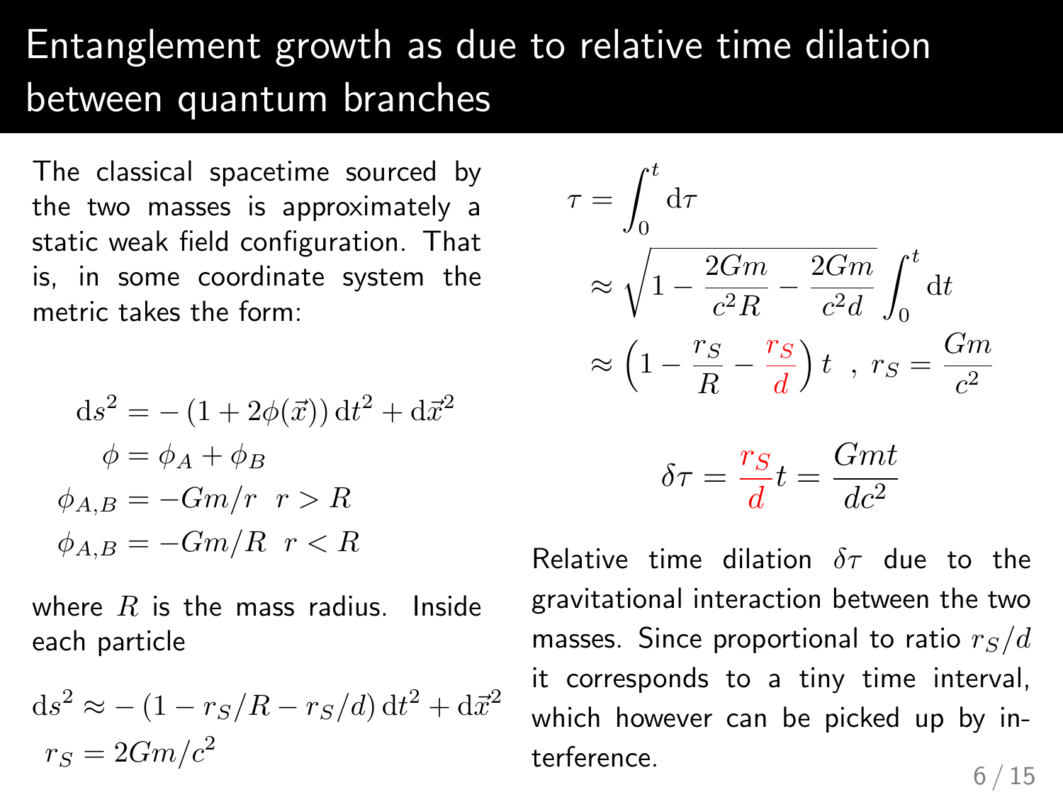# Entanglement growth as due to relative time dilation between quantum branches

The classical spacetime sourced by the two masses is approximately a static weak field configuration. That is, in some coordinate system the metric takes the form:

$$
\begin{aligned}
\mathrm{d}s^2 &= -\left(1 + 2\phi(\vec{x})\right)\mathrm{d}t^2 + \mathrm{d}\vec{x}^2 \\
\phi &= \phi_A + \phi_B \\
\phi_{A,B} &= -Gm/r \ \ r > R \\
\phi_{A,B} &= -Gm/R \ \ r < R
\end{aligned}
$$

where $R$ is the mass radius. Inside each particle

$$
\begin{aligned}
\mathrm{d}s^2 &\approx -\left(1 - r_S/R - r_S/d\right)\mathrm{d}t^2 + \mathrm{d}\vec{x}^2 \\
r_S &= 2Gm/c^2
\end{aligned}
$$

$$
\begin{aligned}
\tau &= \int_0^t \mathrm{d}\tau \\
&\approx \sqrt{1 - \frac{2Gm}{c^2 R} - \frac{2Gm}{c^2 d}} \int_0^t \mathrm{d}t \\
&\approx \left(1 - \frac{r_S}{R} - \frac{r_S}{d}\right) t \ \ , \ r_S = \frac{Gm}{c^2}
\end{aligned}
$$

$$
\delta\tau = \frac{r_S}{d} t = \frac{Gmt}{dc^2}
$$

Relative time dilation $\delta\tau$ due to the gravitational interaction between the two masses. Since proportional to ratio $r_S/d$ it corresponds to a tiny time interval, which however can be picked up by interference.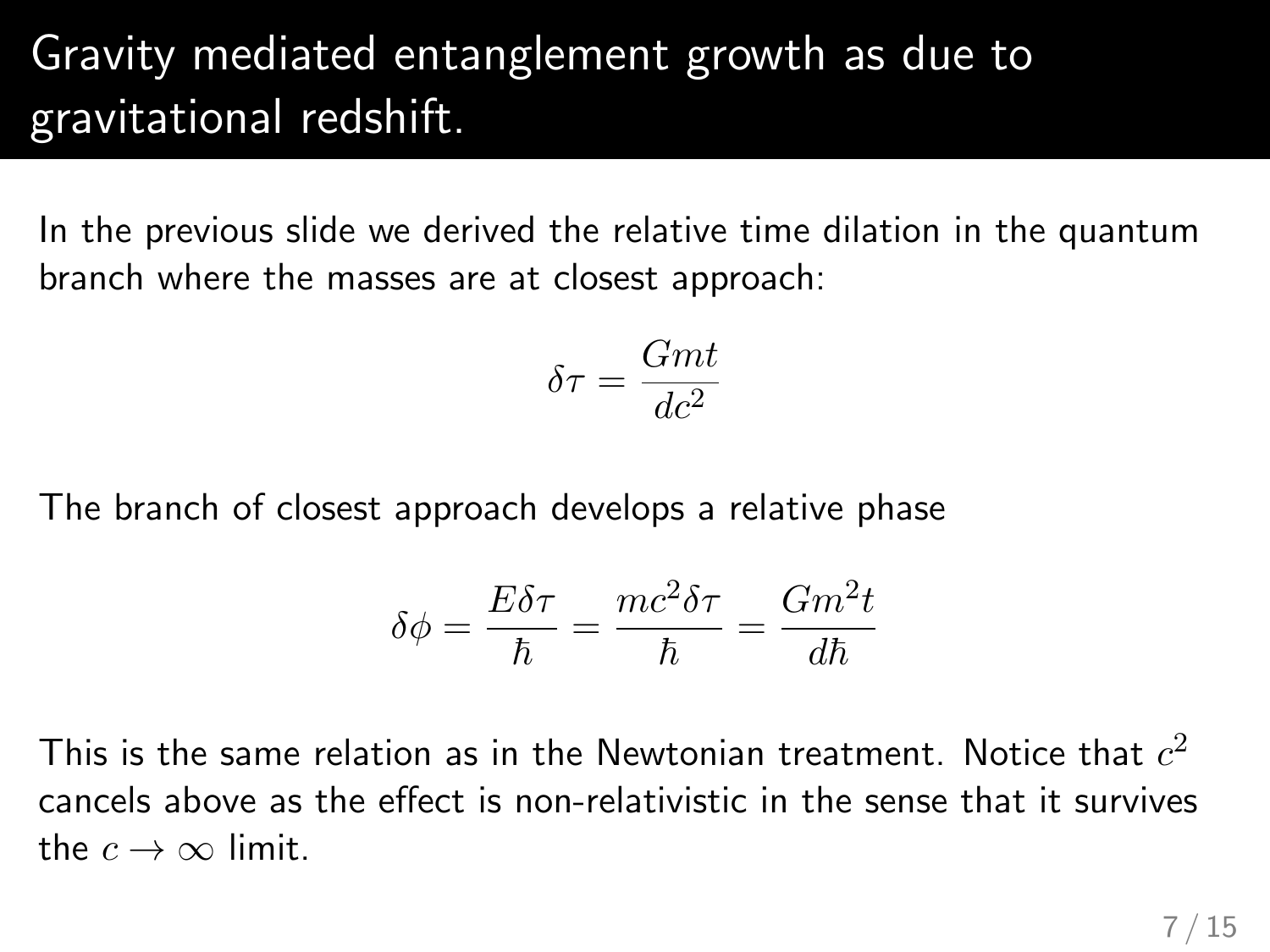# Gravity mediated entanglement growth as due to gravitational redshift.

In the previous slide we derived the relative time dilation in the quantum branch where the masses are at closest approach:

$$\delta\tau = \frac{Gmt}{dc^2}$$

The branch of closest approach develops a relative phase

$$\delta\phi = \frac{E\delta\tau}{\hbar} = \frac{mc^2\delta\tau}{\hbar} = \frac{Gm^2t}{d\hbar}$$

This is the same relation as in the Newtonian treatment. Notice that $c^2$ cancels above as the effect is non-relativistic in the sense that it survives the $c \to \infty$ limit.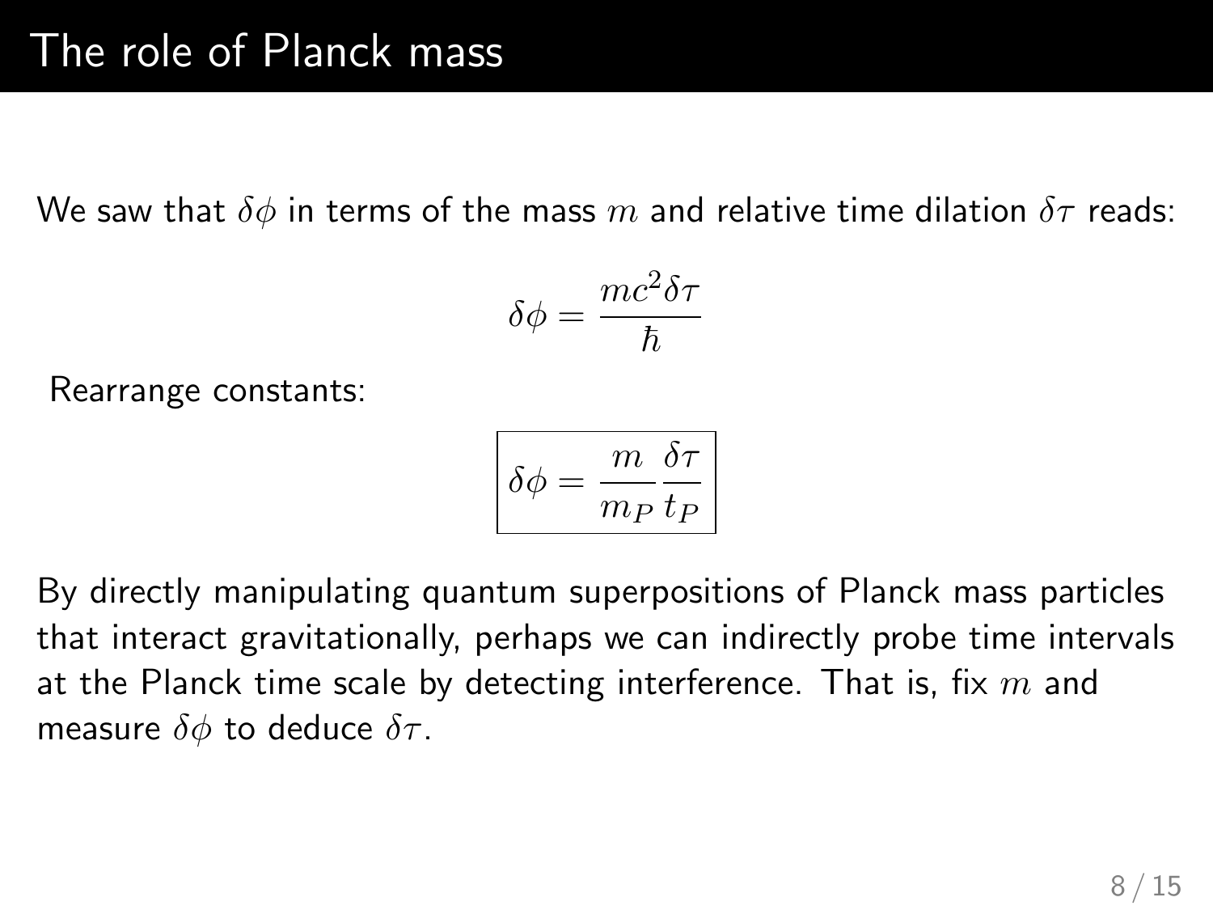# The role of Planck mass

We saw that $\delta\phi$ in terms of the mass $m$ and relative time dilation $\delta\tau$ reads:

$$\delta\phi = \frac{mc^2\delta\tau}{\hbar}$$

Rearrange constants:

$$\boxed{\delta\phi = \frac{m}{m_P}\frac{\delta\tau}{t_P}}$$

By directly manipulating quantum superpositions of Planck mass particles that interact gravitationally, perhaps we can indirectly probe time intervals at the Planck time scale by detecting interference. That is, fix $m$ and measure $\delta\phi$ to deduce $\delta\tau$.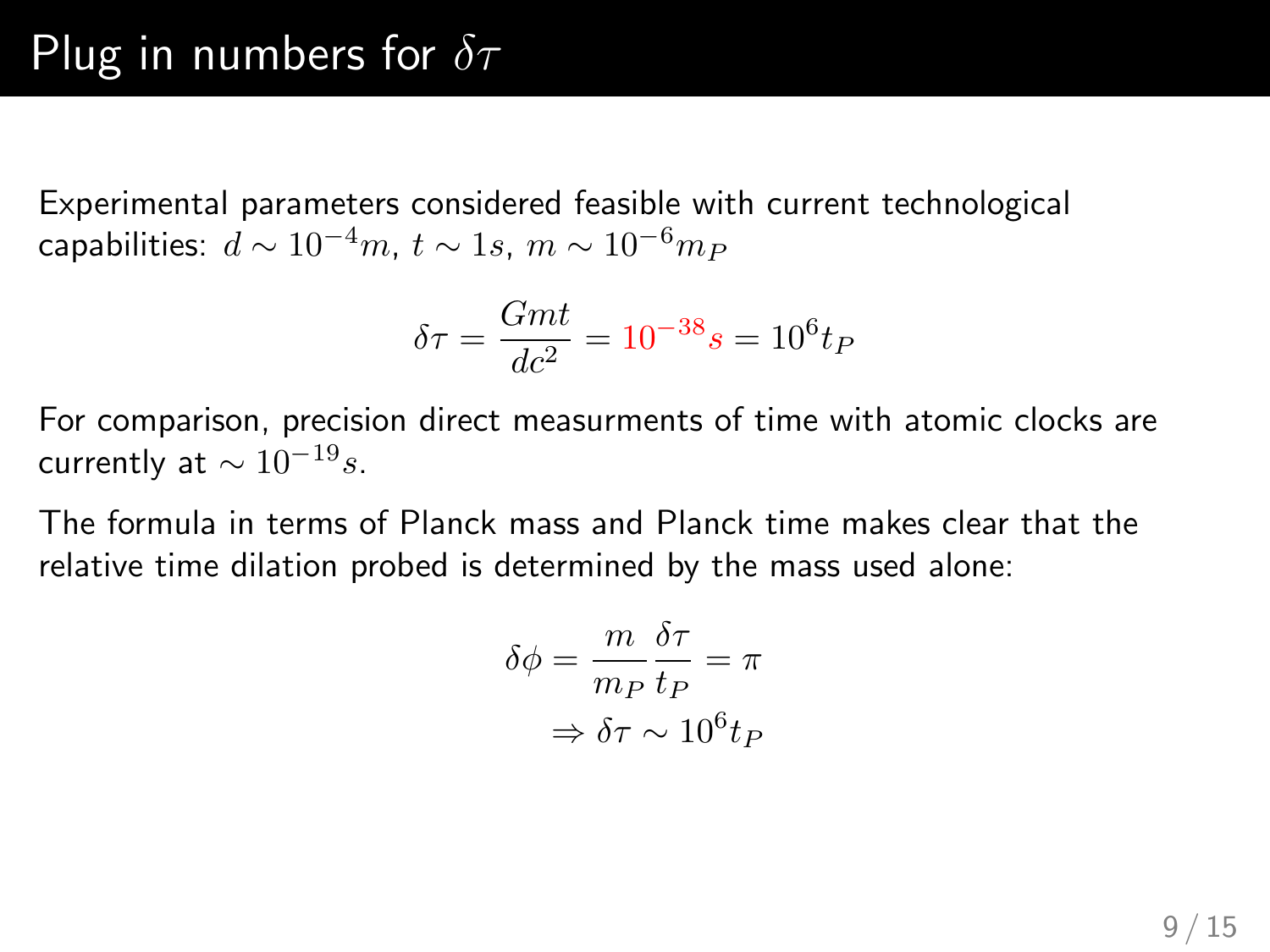# Plug in numbers for $\delta\tau$

Experimental parameters considered feasible with current technological capabilities: $d \sim 10^{-4}m$, $t \sim 1s$, $m \sim 10^{-6}m_P$

$$\delta\tau = \frac{Gmt}{dc^2} = 10^{-38}s = 10^6 t_P$$

For comparison, precision direct measurments of time with atomic clocks are currently at $\sim 10^{-19}s$.

The formula in terms of Planck mass and Planck time makes clear that the relative time dilation probed is determined by the mass used alone:

$$\delta\phi = \frac{m}{m_P}\frac{\delta\tau}{t_P} = \pi$$

$$\Rightarrow \delta\tau \sim 10^6 t_P$$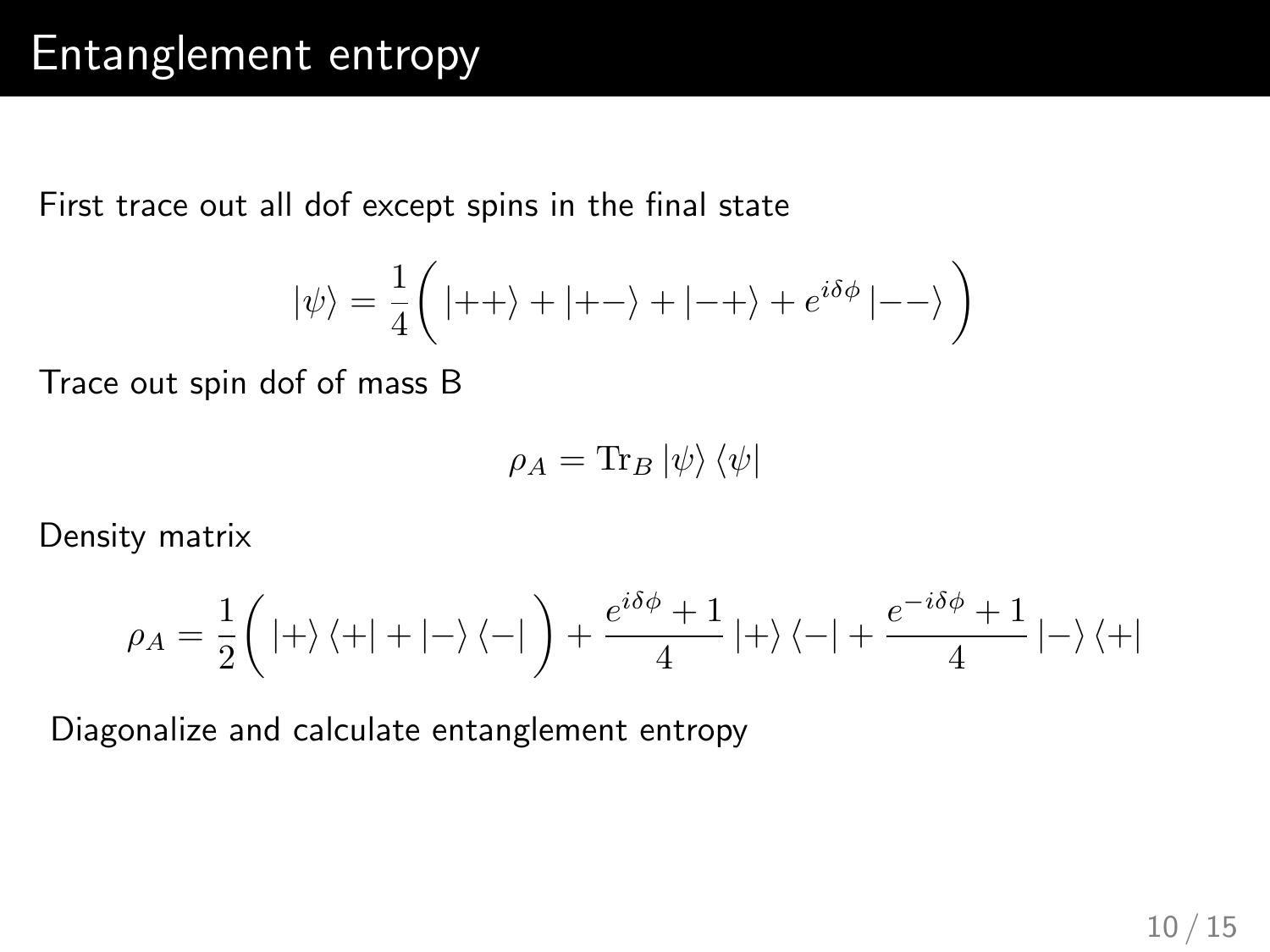# Entanglement entropy

First trace out all dof except spins in the final state

$$|\psi\rangle = \frac{1}{4}\bigg( |{+}{+}\rangle + |{+}{-}\rangle + |{-}{+}\rangle + e^{i\delta\phi}\, |{-}{-}\rangle \bigg)$$

Trace out spin dof of mass B

$$\rho_A = \mathrm{Tr}_B\, |\psi\rangle \langle\psi|$$

Density matrix

$$\rho_A = \frac{1}{2}\bigg( |+\rangle \langle+| + |-\rangle \langle-| \bigg) + \frac{e^{i\delta\phi}+1}{4}\, |+\rangle \langle-| + \frac{e^{-i\delta\phi}+1}{4}\, |-\rangle \langle+|$$

Diagonalize and calculate entanglement entropy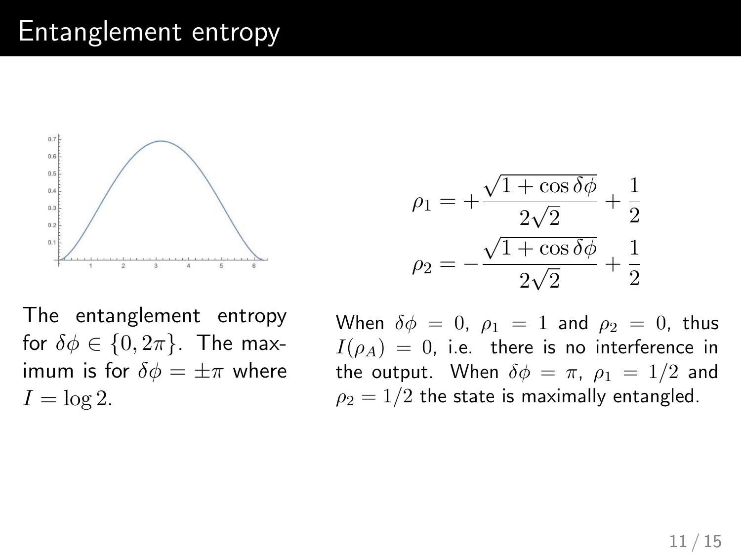# Entanglement entropy

The entanglement entropy for $\delta\phi \in \{0, 2\pi\}$. The maximum is for $\delta\phi = \pm\pi$ where $I = \log 2$.

$$\rho_1 = +\frac{\sqrt{1+\cos\delta\phi}}{2\sqrt{2}} + \frac{1}{2}$$

$$\rho_2 = -\frac{\sqrt{1+\cos\delta\phi}}{2\sqrt{2}} + \frac{1}{2}$$

When $\delta\phi = 0$, $\rho_1 = 1$ and $\rho_2 = 0$, thus $I(\rho_A) = 0$, i.e. there is no interference in the output. When $\delta\phi = \pi$, $\rho_1 = 1/2$ and $\rho_2 = 1/2$ the state is maximally entangled.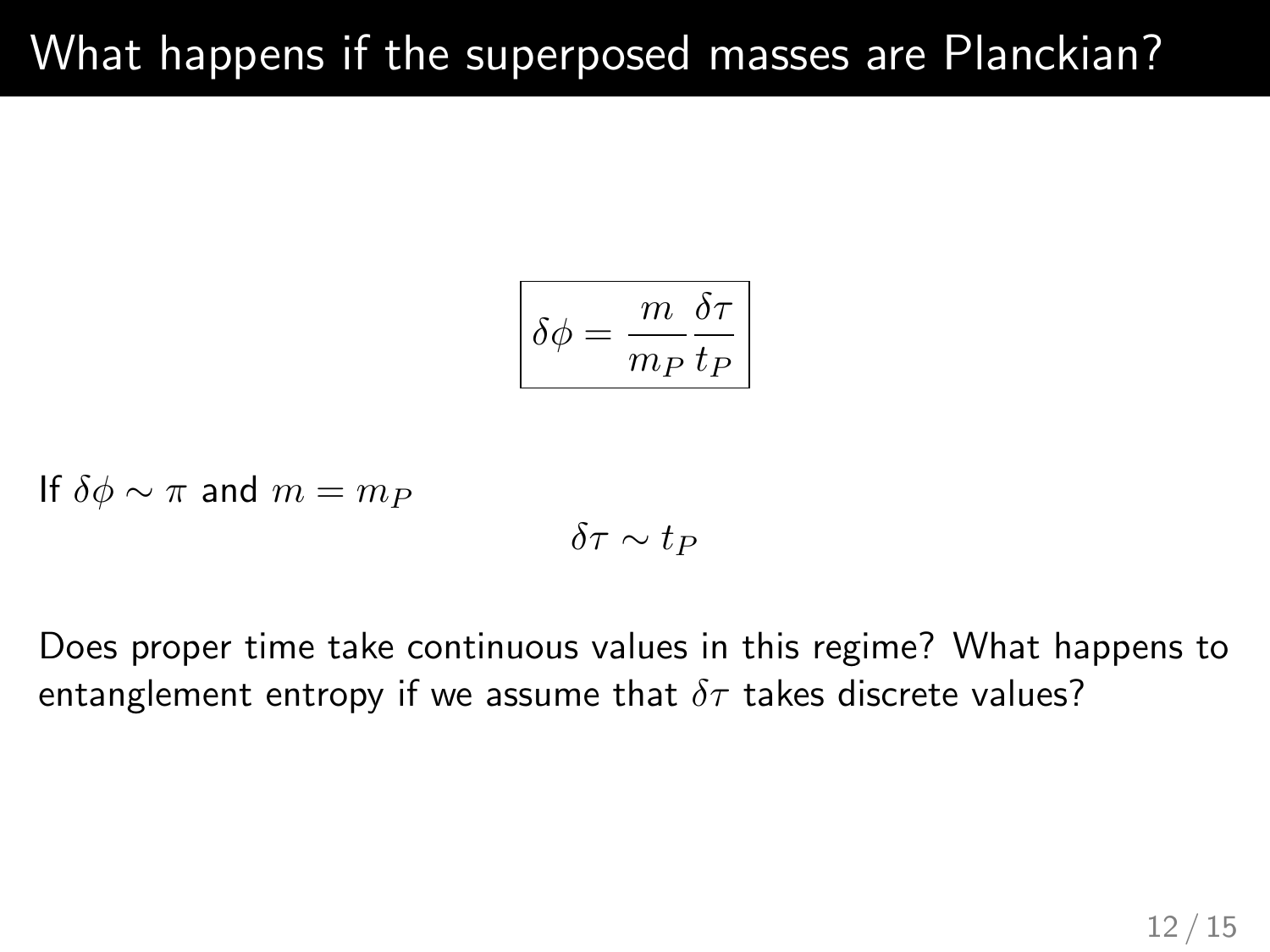# What happens if the superposed masses are Planckian?

$$\boxed{\delta\phi = \frac{m}{m_P}\frac{\delta\tau}{t_P}}$$

If $\delta\phi \sim \pi$ and $m = m_P$

$$\delta\tau \sim t_P$$

Does proper time take continuous values in this regime? What happens to entanglement entropy if we assume that $\delta\tau$ takes discrete values?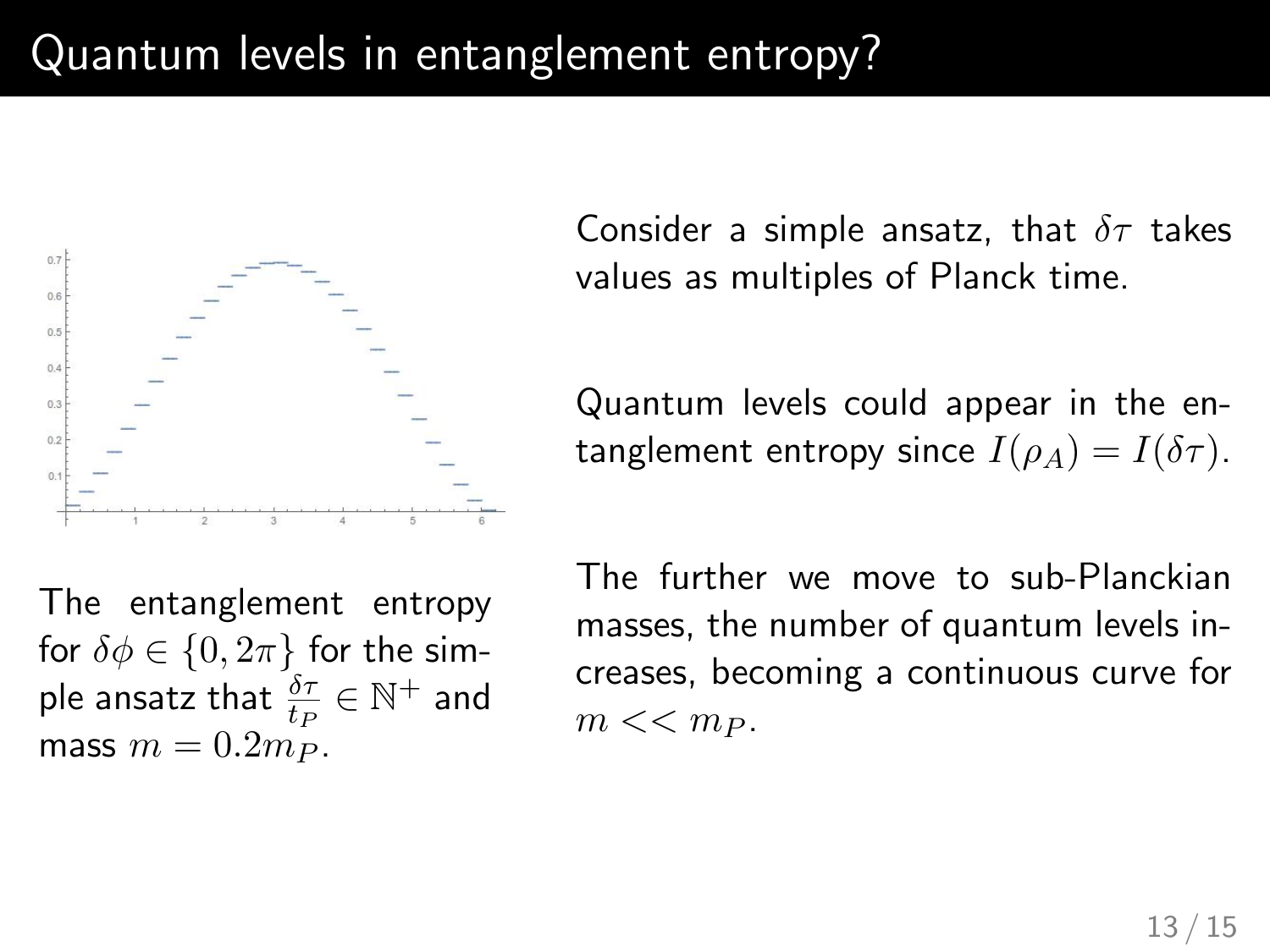# Quantum levels in entanglement entropy?

The entanglement entropy for $\delta\phi \in \{0, 2\pi\}$ for the simple ansatz that $\frac{\delta\tau}{t_P} \in \mathbb{N}^+$ and mass $m = 0.2m_P$.

Consider a simple ansatz, that $\delta\tau$ takes values as multiples of Planck time.

Quantum levels could appear in the entanglement entropy since $I(\rho_A) = I(\delta\tau)$.

The further we move to sub-Planckian masses, the number of quantum levels increases, becoming a continuous curve for $m << m_P$.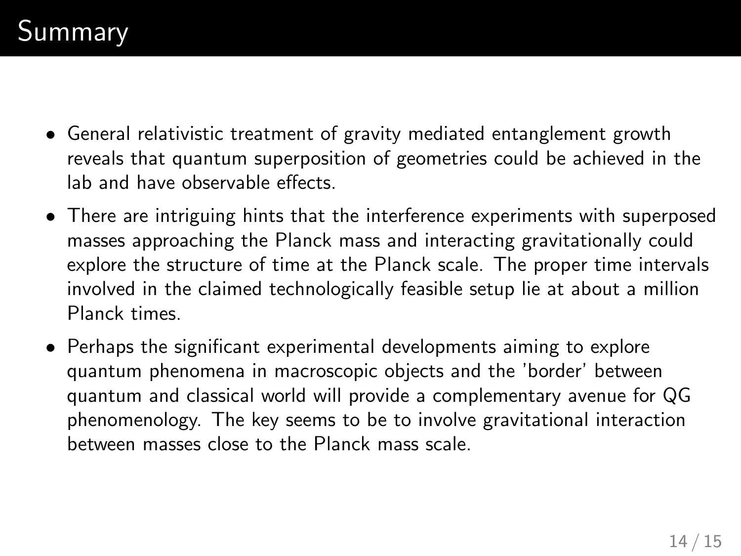# Summary

- General relativistic treatment of gravity mediated entanglement growth reveals that quantum superposition of geometries could be achieved in the lab and have observable effects.
- There are intriguing hints that the interference experiments with superposed masses approaching the Planck mass and interacting gravitationally could explore the structure of time at the Planck scale. The proper time intervals involved in the claimed technologically feasible setup lie at about a million Planck times.
- Perhaps the significant experimental developments aiming to explore quantum phenomena in macroscopic objects and the 'border' between quantum and classical world will provide a complementary avenue for QG phenomenology. The key seems to be to involve gravitational interaction between masses close to the Planck mass scale.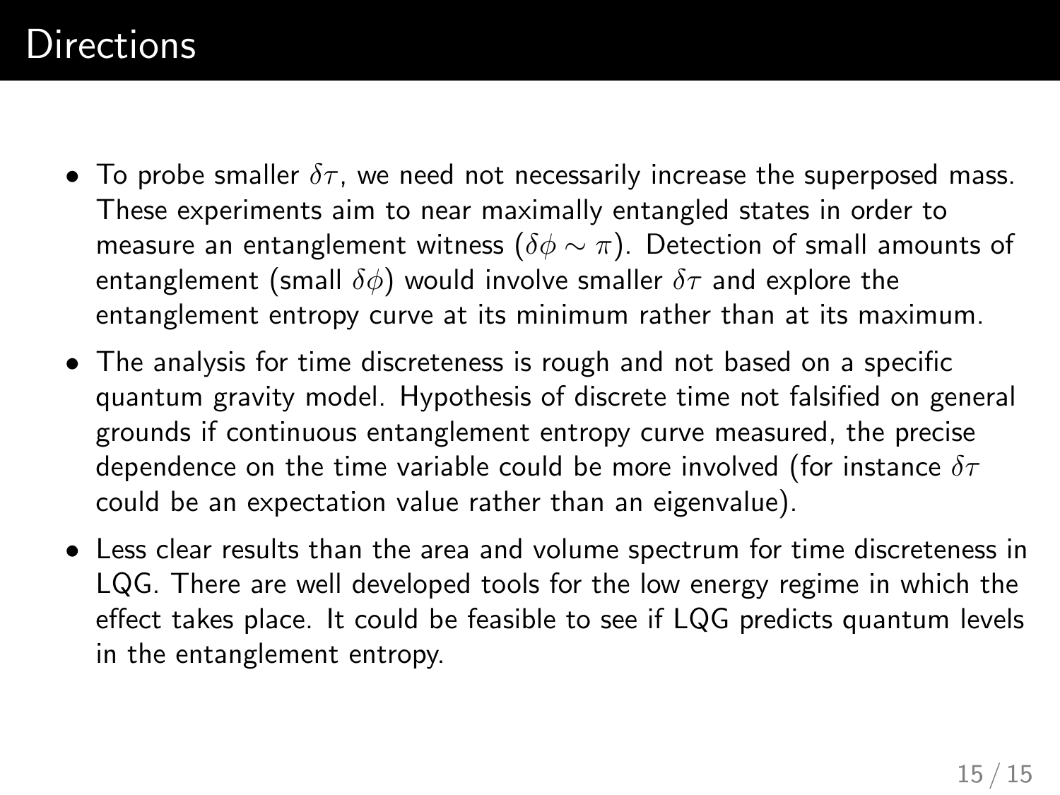# Directions

- To probe smaller $\delta\tau$, we need not necessarily increase the superposed mass. These experiments aim to near maximally entangled states in order to measure an entanglement witness ($\delta\phi \sim \pi$). Detection of small amounts of entanglement (small $\delta\phi$) would involve smaller $\delta\tau$ and explore the entanglement entropy curve at its minimum rather than at its maximum.
- The analysis for time discreteness is rough and not based on a specific quantum gravity model. Hypothesis of discrete time not falsified on general grounds if continuous entanglement entropy curve measured, the precise dependence on the time variable could be more involved (for instance $\delta\tau$ could be an expectation value rather than an eigenvalue).
- Less clear results than the area and volume spectrum for time discreteness in LQG. There are well developed tools for the low energy regime in which the effect takes place. It could be feasible to see if LQG predicts quantum levels in the entanglement entropy.